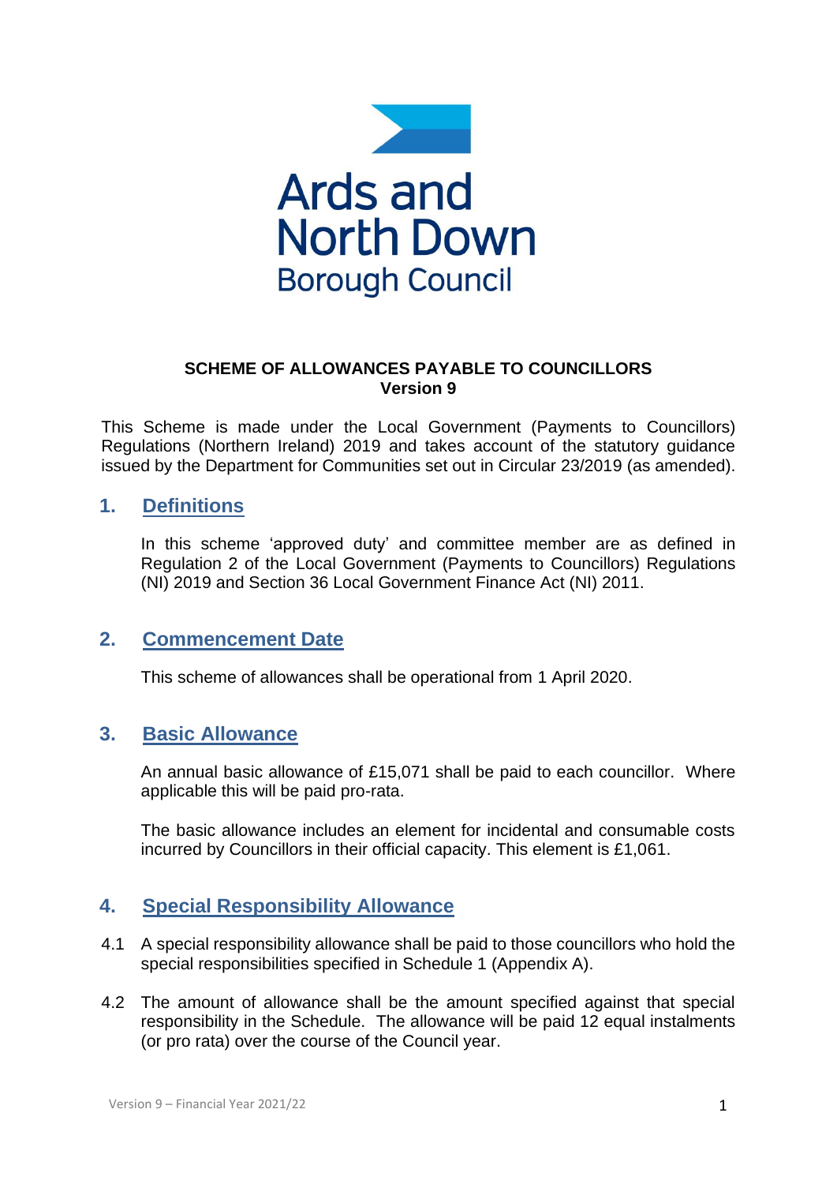Ards and North Down Borough Council

**SCHEME OF ALLOWANCES PAYABLE TO COUNCILLORS**
**Version 9**

This Scheme is made under the Local Government (Payments to Councillors) Regulations (Northern Ireland) 2019 and takes account of the statutory guidance issued by the Department for Communities set out in Circular 23/2019 (as amended).

## 1. Definitions

In this scheme 'approved duty' and committee member are as defined in Regulation 2 of the Local Government (Payments to Councillors) Regulations (NI) 2019 and Section 36 Local Government Finance Act (NI) 2011.

## 2. Commencement Date

This scheme of allowances shall be operational from 1 April 2020.

## 3. Basic Allowance

An annual basic allowance of £15,071 shall be paid to each councillor. Where applicable this will be paid pro-rata.

The basic allowance includes an element for incidental and consumable costs incurred by Councillors in their official capacity. This element is £1,061.

## 4. Special Responsibility Allowance

4.1 A special responsibility allowance shall be paid to those councillors who hold the special responsibilities specified in Schedule 1 (Appendix A).

4.2 The amount of allowance shall be the amount specified against that special responsibility in the Schedule. The allowance will be paid 12 equal instalments (or pro rata) over the course of the Council year.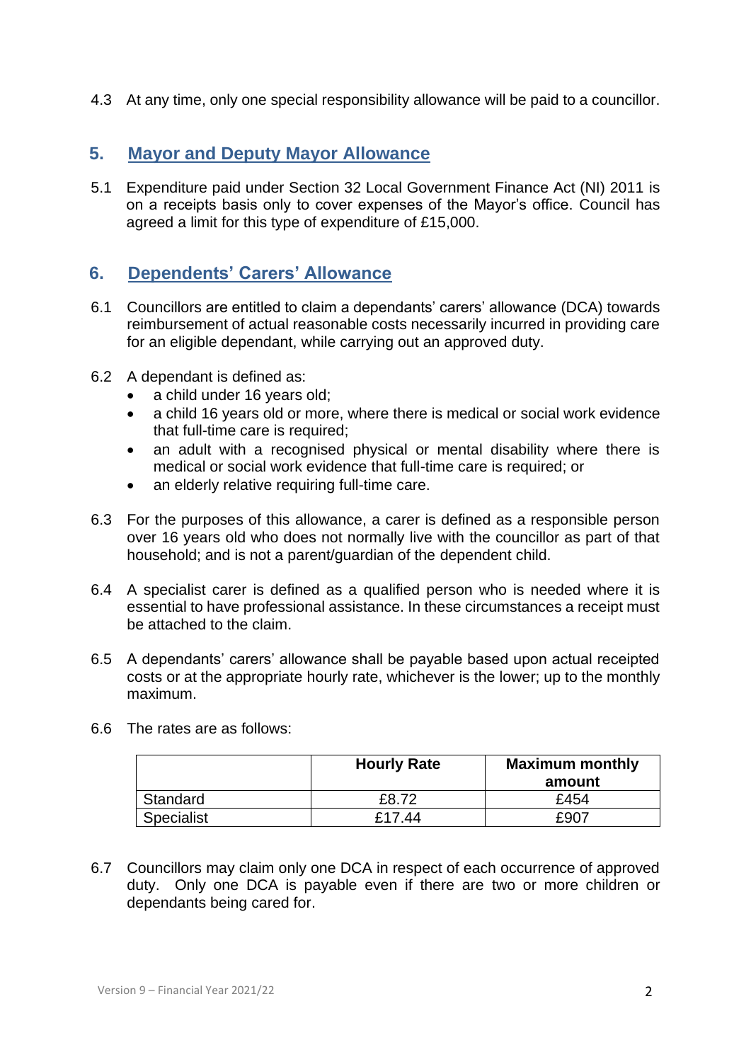4.3 At any time, only one special responsibility allowance will be paid to a councillor.

## 5. Mayor and Deputy Mayor Allowance

5.1 Expenditure paid under Section 32 Local Government Finance Act (NI) 2011 is on a receipts basis only to cover expenses of the Mayor's office. Council has agreed a limit for this type of expenditure of £15,000.

## 6. Dependents' Carers' Allowance

6.1 Councillors are entitled to claim a dependants' carers' allowance (DCA) towards reimbursement of actual reasonable costs necessarily incurred in providing care for an eligible dependant, while carrying out an approved duty.

6.2 A dependant is defined as:

- a child under 16 years old;
- a child 16 years old or more, where there is medical or social work evidence that full-time care is required;
- an adult with a recognised physical or mental disability where there is medical or social work evidence that full-time care is required; or
- an elderly relative requiring full-time care.

6.3 For the purposes of this allowance, a carer is defined as a responsible person over 16 years old who does not normally live with the councillor as part of that household; and is not a parent/guardian of the dependent child.

6.4 A specialist carer is defined as a qualified person who is needed where it is essential to have professional assistance. In these circumstances a receipt must be attached to the claim.

6.5 A dependants' carers' allowance shall be payable based upon actual receipted costs or at the appropriate hourly rate, whichever is the lower; up to the monthly maximum.

6.6 The rates are as follows:

| | Hourly Rate | Maximum monthly amount |
|---|---|---|
| Standard | £8.72 | £454 |
| Specialist | £17.44 | £907 |

6.7 Councillors may claim only one DCA in respect of each occurrence of approved duty. Only one DCA is payable even if there are two or more children or dependants being cared for.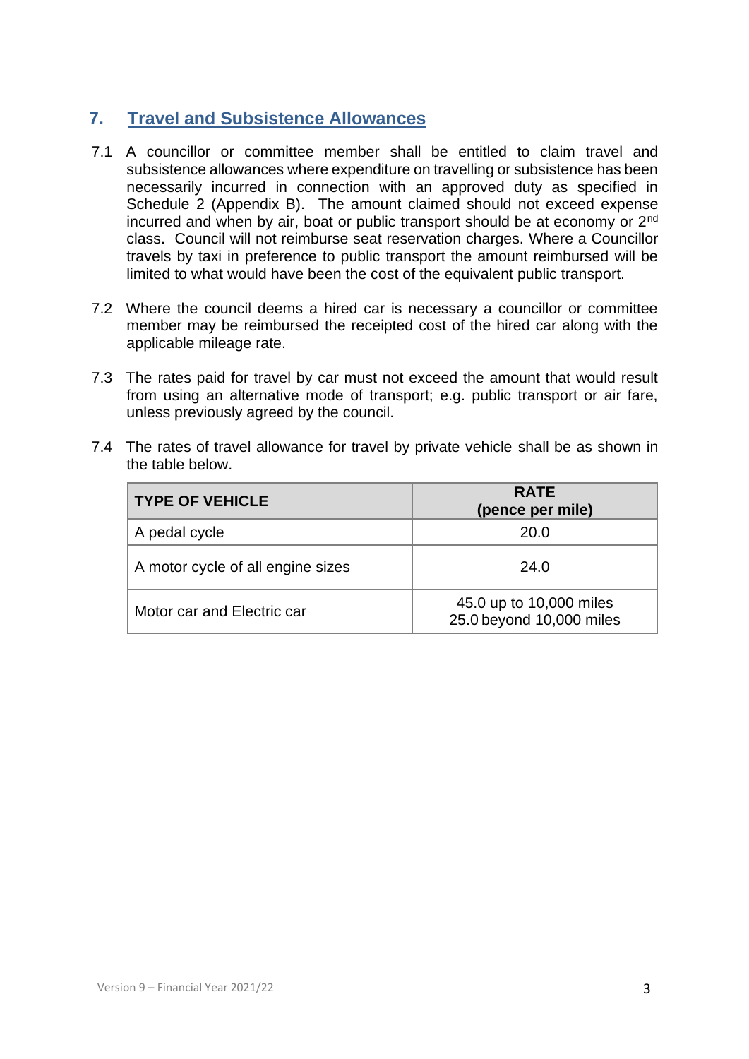## 7. Travel and Subsistence Allowances

7.1 A councillor or committee member shall be entitled to claim travel and subsistence allowances where expenditure on travelling or subsistence has been necessarily incurred in connection with an approved duty as specified in Schedule 2 (Appendix B). The amount claimed should not exceed expense incurred and when by air, boat or public transport should be at economy or 2nd class. Council will not reimburse seat reservation charges. Where a Councillor travels by taxi in preference to public transport the amount reimbursed will be limited to what would have been the cost of the equivalent public transport.

7.2 Where the council deems a hired car is necessary a councillor or committee member may be reimbursed the receipted cost of the hired car along with the applicable mileage rate.

7.3 The rates paid for travel by car must not exceed the amount that would result from using an alternative mode of transport; e.g. public transport or air fare, unless previously agreed by the council.

7.4 The rates of travel allowance for travel by private vehicle shall be as shown in the table below.

| TYPE OF VEHICLE | RATE (pence per mile) |
|---|---|
| A pedal cycle | 20.0 |
| A motor cycle of all engine sizes | 24.0 |
| Motor car and Electric car | 45.0 up to 10,000 miles<br>25.0 beyond 10,000 miles |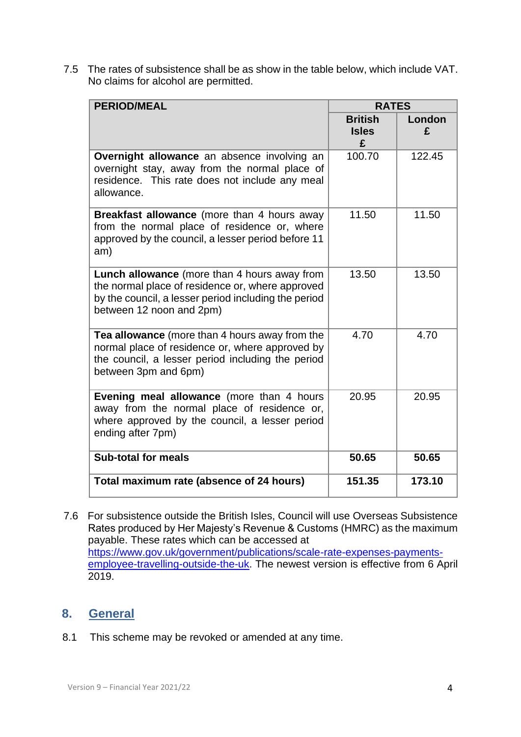7.5 The rates of subsistence shall be as show in the table below, which include VAT. No claims for alcohol are permitted.

| PERIOD/MEAL | RATES | |
|---|---|---|
| | British Isles £ | London £ |
| **Overnight allowance** an absence involving an overnight stay, away from the normal place of residence. This rate does not include any meal allowance. | 100.70 | 122.45 |
| **Breakfast allowance** (more than 4 hours away from the normal place of residence or, where approved by the council, a lesser period before 11 am) | 11.50 | 11.50 |
| **Lunch allowance** (more than 4 hours away from the normal place of residence or, where approved by the council, a lesser period including the period between 12 noon and 2pm) | 13.50 | 13.50 |
| **Tea allowance** (more than 4 hours away from the normal place of residence or, where approved by the council, a lesser period including the period between 3pm and 6pm) | 4.70 | 4.70 |
| **Evening meal allowance** (more than 4 hours away from the normal place of residence or, where approved by the council, a lesser period ending after 7pm) | 20.95 | 20.95 |
| **Sub-total for meals** | **50.65** | **50.65** |
| **Total maximum rate (absence of 24 hours)** | **151.35** | **173.10** |

7.6 For subsistence outside the British Isles, Council will use Overseas Subsistence Rates produced by Her Majesty's Revenue & Customs (HMRC) as the maximum payable. These rates which can be accessed at https://www.gov.uk/government/publications/scale-rate-expenses-payments-employee-travelling-outside-the-uk. The newest version is effective from 6 April 2019.

## 8. General

8.1 This scheme may be revoked or amended at any time.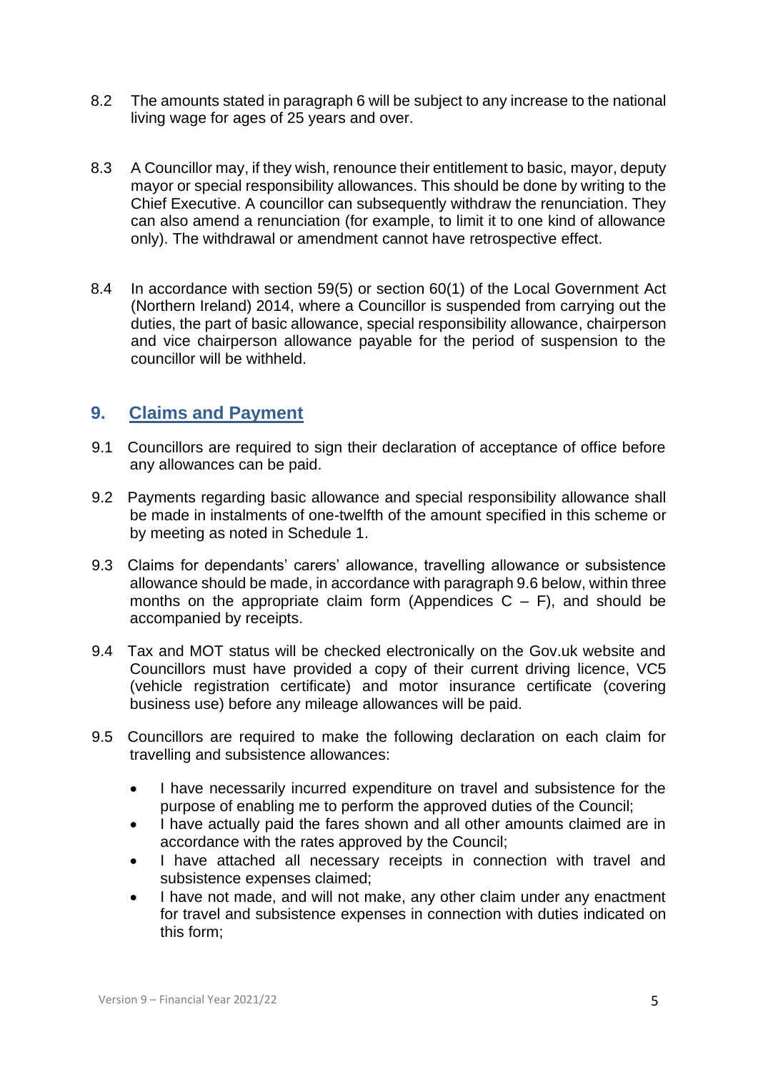8.2 The amounts stated in paragraph 6 will be subject to any increase to the national living wage for ages of 25 years and over.

8.3 A Councillor may, if they wish, renounce their entitlement to basic, mayor, deputy mayor or special responsibility allowances. This should be done by writing to the Chief Executive. A councillor can subsequently withdraw the renunciation. They can also amend a renunciation (for example, to limit it to one kind of allowance only). The withdrawal or amendment cannot have retrospective effect.

8.4 In accordance with section 59(5) or section 60(1) of the Local Government Act (Northern Ireland) 2014, where a Councillor is suspended from carrying out the duties, the part of basic allowance, special responsibility allowance, chairperson and vice chairperson allowance payable for the period of suspension to the councillor will be withheld.

## 9. Claims and Payment

9.1 Councillors are required to sign their declaration of acceptance of office before any allowances can be paid.

9.2 Payments regarding basic allowance and special responsibility allowance shall be made in instalments of one-twelfth of the amount specified in this scheme or by meeting as noted in Schedule 1.

9.3 Claims for dependants' carers' allowance, travelling allowance or subsistence allowance should be made, in accordance with paragraph 9.6 below, within three months on the appropriate claim form (Appendices C – F), and should be accompanied by receipts.

9.4 Tax and MOT status will be checked electronically on the Gov.uk website and Councillors must have provided a copy of their current driving licence, VC5 (vehicle registration certificate) and motor insurance certificate (covering business use) before any mileage allowances will be paid.

9.5 Councillors are required to make the following declaration on each claim for travelling and subsistence allowances:

- I have necessarily incurred expenditure on travel and subsistence for the purpose of enabling me to perform the approved duties of the Council;
- I have actually paid the fares shown and all other amounts claimed are in accordance with the rates approved by the Council;
- I have attached all necessary receipts in connection with travel and subsistence expenses claimed;
- I have not made, and will not make, any other claim under any enactment for travel and subsistence expenses in connection with duties indicated on this form;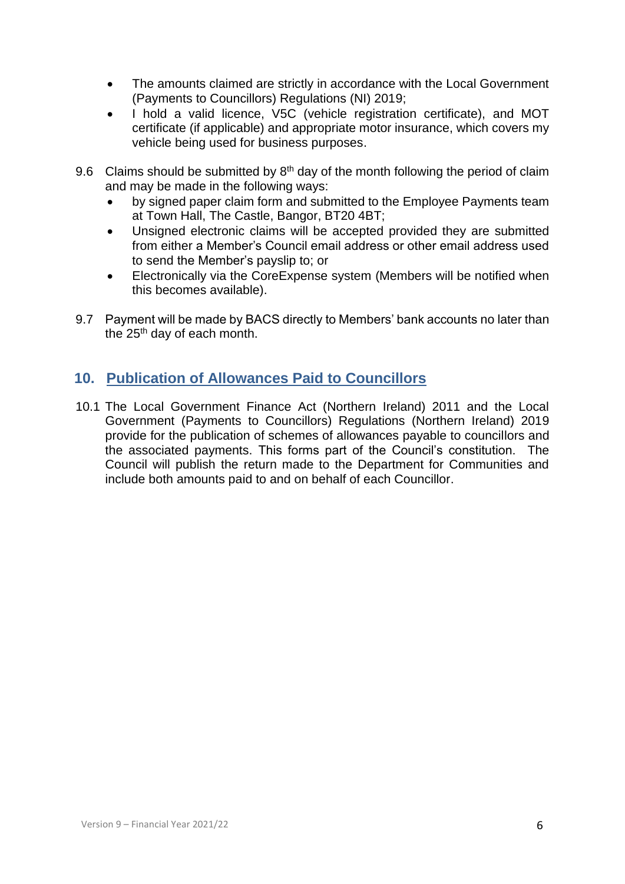- The amounts claimed are strictly in accordance with the Local Government (Payments to Councillors) Regulations (NI) 2019;
- I hold a valid licence, V5C (vehicle registration certificate), and MOT certificate (if applicable) and appropriate motor insurance, which covers my vehicle being used for business purposes.

9.6 Claims should be submitted by 8th day of the month following the period of claim and may be made in the following ways:

- by signed paper claim form and submitted to the Employee Payments team at Town Hall, The Castle, Bangor, BT20 4BT;
- Unsigned electronic claims will be accepted provided they are submitted from either a Member's Council email address or other email address used to send the Member's payslip to; or
- Electronically via the CoreExpense system (Members will be notified when this becomes available).

9.7 Payment will be made by BACS directly to Members' bank accounts no later than the 25th day of each month.

## 10. Publication of Allowances Paid to Councillors

10.1 The Local Government Finance Act (Northern Ireland) 2011 and the Local Government (Payments to Councillors) Regulations (Northern Ireland) 2019 provide for the publication of schemes of allowances payable to councillors and the associated payments. This forms part of the Council's constitution. The Council will publish the return made to the Department for Communities and include both amounts paid to and on behalf of each Councillor.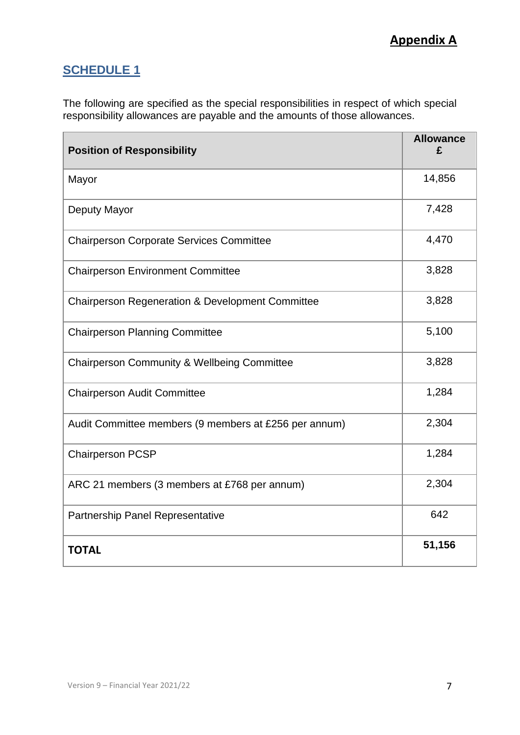**Appendix A**

## SCHEDULE 1

The following are specified as the special responsibilities in respect of which special responsibility allowances are payable and the amounts of those allowances.

| Position of Responsibility | Allowance £ |
|---|---|
| Mayor | 14,856 |
| Deputy Mayor | 7,428 |
| Chairperson Corporate Services Committee | 4,470 |
| Chairperson Environment Committee | 3,828 |
| Chairperson Regeneration & Development Committee | 3,828 |
| Chairperson Planning Committee | 5,100 |
| Chairperson Community & Wellbeing Committee | 3,828 |
| Chairperson Audit Committee | 1,284 |
| Audit Committee members (9 members at £256 per annum) | 2,304 |
| Chairperson PCSP | 1,284 |
| ARC 21 members (3 members at £768 per annum) | 2,304 |
| Partnership Panel Representative | 642 |
| **TOTAL** | **51,156** |

Version 9 – Financial Year 2021/22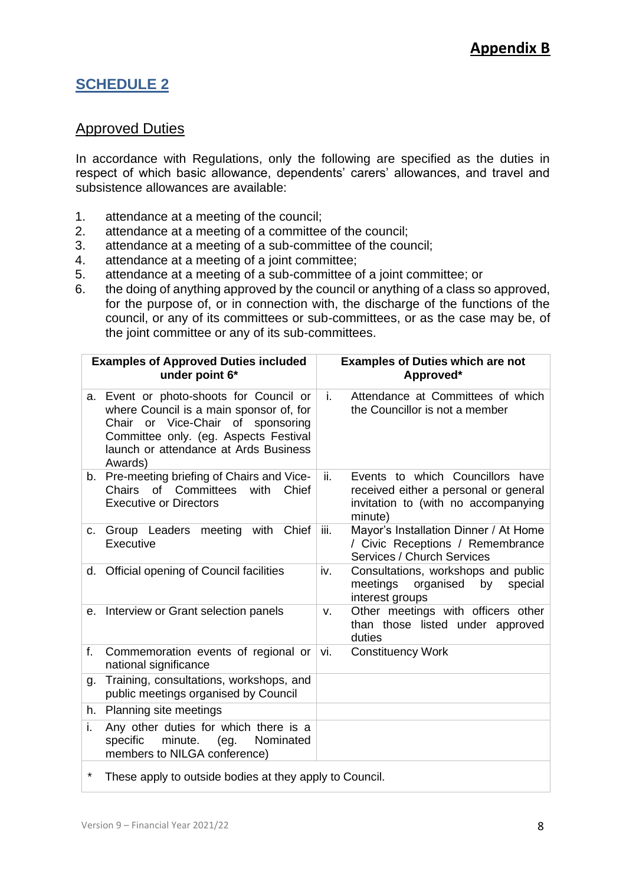**Appendix B**

## SCHEDULE 2

### Approved Duties

In accordance with Regulations, only the following are specified as the duties in respect of which basic allowance, dependents' carers' allowances, and travel and subsistence allowances are available:

1. attendance at a meeting of the council;
2. attendance at a meeting of a committee of the council;
3. attendance at a meeting of a sub-committee of the council;
4. attendance at a meeting of a joint committee;
5. attendance at a meeting of a sub-committee of a joint committee; or
6. the doing of anything approved by the council or anything of a class so approved, for the purpose of, or in connection with, the discharge of the functions of the council, or any of its committees or sub-committees, or as the case may be, of the joint committee or any of its sub-committees.

| Examples of Approved Duties included under point 6* | Examples of Duties which are not Approved* |
|---|---|
| a. Event or photo-shoots for Council or where Council is a main sponsor of, for Chair or Vice-Chair of sponsoring Committee only. (eg. Aspects Festival launch or attendance at Ards Business Awards) | i. Attendance at Committees of which the Councillor is not a member |
| b. Pre-meeting briefing of Chairs and Vice-Chairs of Committees with Chief Executive or Directors | ii. Events to which Councillors have received either a personal or general invitation to (with no accompanying minute) |
| c. Group Leaders meeting with Chief Executive | iii. Mayor's Installation Dinner / At Home / Civic Receptions / Remembrance Services / Church Services |
| d. Official opening of Council facilities | iv. Consultations, workshops and public meetings organised by special interest groups |
| e. Interview or Grant selection panels | v. Other meetings with officers other than those listed under approved duties |
| f. Commemoration events of regional or national significance | vi. Constituency Work |
| g. Training, consultations, workshops, and public meetings organised by Council | |
| h. Planning site meetings | |
| i. Any other duties for which there is a specific minute. (eg. Nominated members to NILGA conference) | |

\* These apply to outside bodies at they apply to Council.

Version 9 – Financial Year 2021/22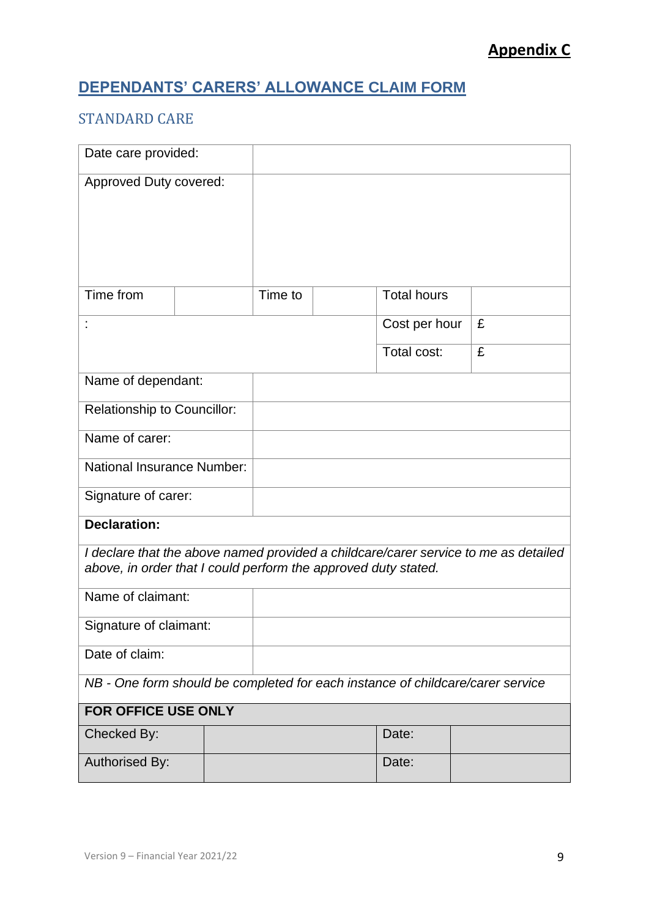**Appendix C**

## DEPENDANTS' CARERS' ALLOWANCE CLAIM FORM

### STANDARD CARE

| | | | | | |
|---|---|---|---|---|---|
| Date care provided: | | | | | |
| Approved Duty covered: | | | | | |
| Time from | | Time to | | Total hours | |
| : | | | | Cost per hour | £ |
| | | | | Total cost: | £ |
| Name of dependant: | | | | | |
| Relationship to Councillor: | | | | | |
| Name of carer: | | | | | |
| National Insurance Number: | | | | | |
| Signature of carer: | | | | | |
| **Declaration:** | | | | | |
| *I declare that the above named provided a childcare/carer service to me as detailed above, in order that I could perform the approved duty stated.* | | | | | |
| Name of claimant: | | | | | |
| Signature of claimant: | | | | | |
| Date of claim: | | | | | |
| *NB - One form should be completed for each instance of childcare/carer service* | | | | | |

| **FOR OFFICE USE ONLY** | | | |
|---|---|---|---|
| Checked By: | | Date: | |
| Authorised By: | | Date: | |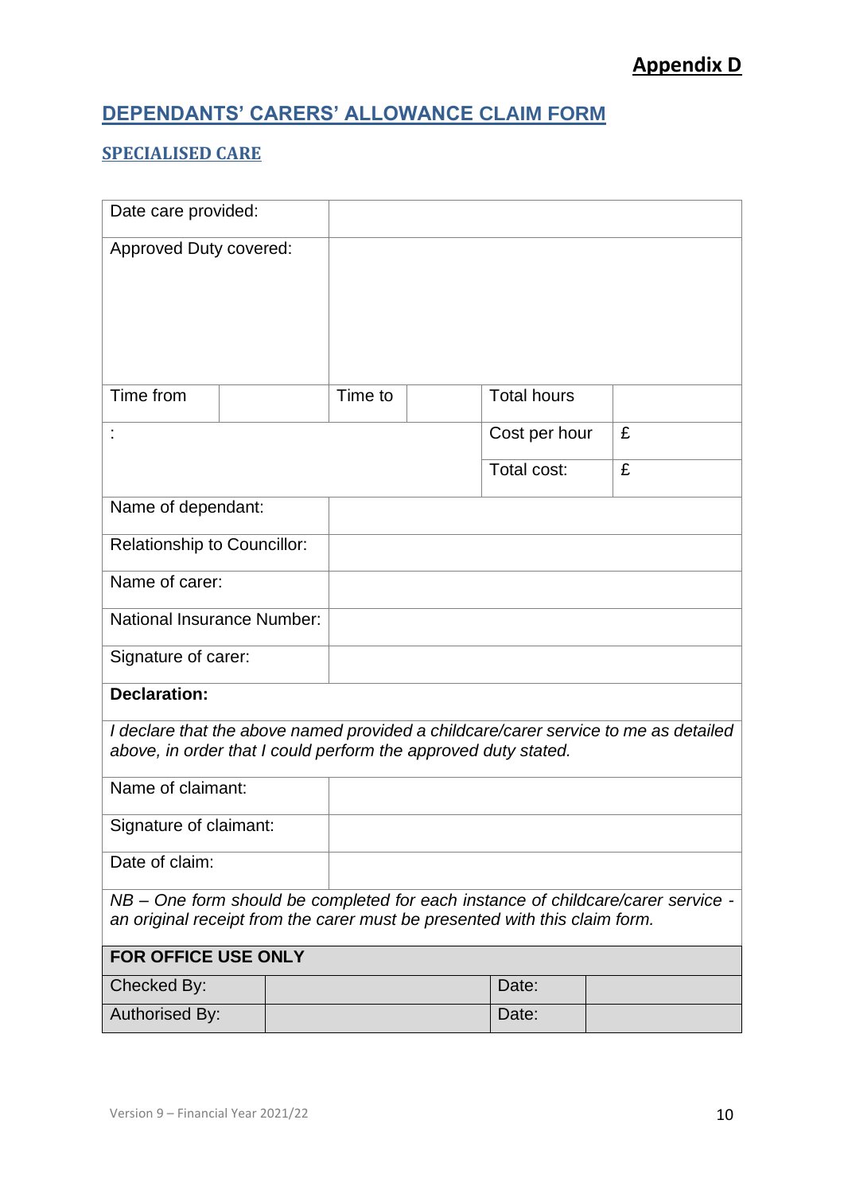**Appendix D**

## DEPENDANTS' CARERS' ALLOWANCE CLAIM FORM

### SPECIALISED CARE

| Date care provided: | | | | | |
|---|---|---|---|---|---|
| Approved Duty covered: | | | | | |
| Time from | | Time to | | Total hours | |
| : | | | | Cost per hour | £ |
| | | | | Total cost: | £ |
| Name of dependant: | | | | | |
| Relationship to Councillor: | | | | | |
| Name of carer: | | | | | |
| National Insurance Number: | | | | | |
| Signature of carer: | | | | | |
| **Declaration:** | | | | | |
| *I declare that the above named provided a childcare/carer service to me as detailed above, in order that I could perform the approved duty stated.* | | | | | |
| Name of claimant: | | | | | |
| Signature of claimant: | | | | | |
| Date of claim: | | | | | |
| *NB – One form should be completed for each instance of childcare/carer service - an original receipt from the carer must be presented with this claim form.* | | | | | |

| **FOR OFFICE USE ONLY** | | | |
|---|---|---|---|
| Checked By: | | Date: | |
| Authorised By: | | Date: | |

Version 9 – Financial Year 2021/22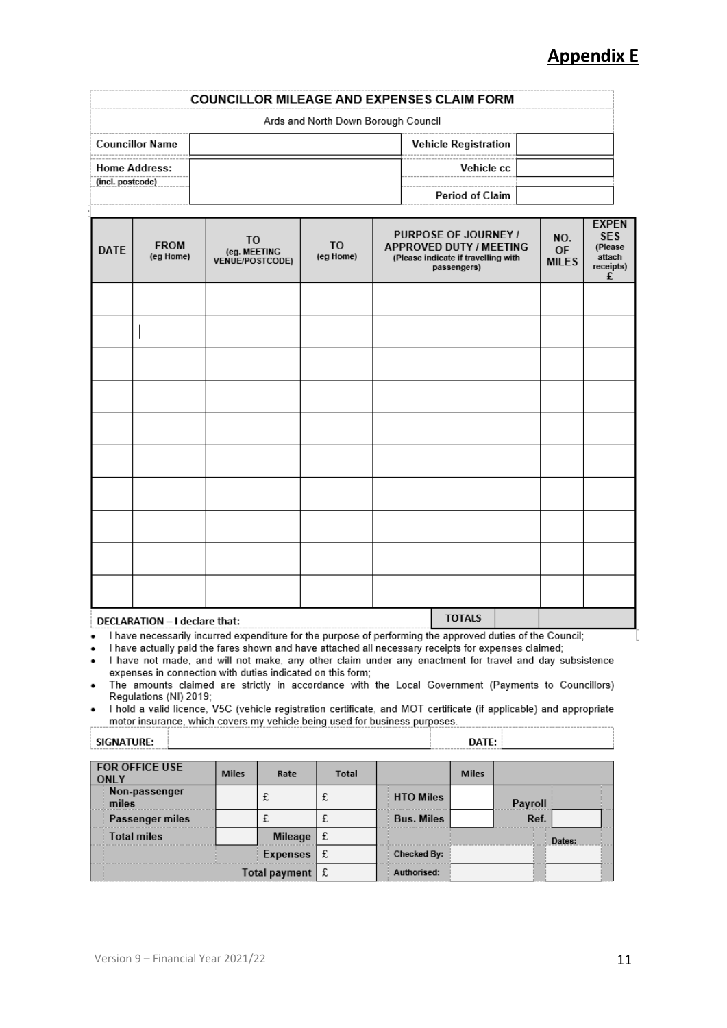## Appendix E

### COUNCILLOR MILEAGE AND EXPENSES CLAIM FORM

Ards and North Down Borough Council

| Councillor Name | | Vehicle Registration | |
|---|---|---|---|
| Home Address: (incl. postcode) | | Vehicle cc | |
| | | Period of Claim | |

| DATE | FROM (eg Home) | TO (eg. MEETING VENUE/POSTCODE) | TO (eg Home) | PURPOSE OF JOURNEY / APPROVED DUTY / MEETING (Please indicate if travelling with passengers) | NO. OF MILES | EXPENSES (Please attach receipts) £ |
|---|---|---|---|---|---|---|
| | | | | | | |
| | | | | | | |
| | | | | | | |
| | | | | | | |
| | | | | | | |
| | | | | | | |
| | | | | | | |
| | | | | | | |
| | | | | | | |
| | | | | | | |
| | | | | TOTALS | | |

**DECLARATION – I declare that:**

- I have necessarily incurred expenditure for the purpose of performing the approved duties of the Council;
- I have actually paid the fares shown and have attached all necessary receipts for expenses claimed;
- I have not made, and will not make, any other claim under any enactment for travel and day subsistence expenses in connection with duties indicated on this form;
- The amounts claimed are strictly in accordance with the Local Government (Payments to Councillors) Regulations (NI) 2019;
- I hold a valid licence, V5C (vehicle registration certificate, and MOT certificate (if applicable) and appropriate motor insurance, which covers my vehicle being used for business purposes.

| SIGNATURE: | | DATE: | |
|---|---|---|---|

| FOR OFFICE USE ONLY | Miles | Rate | Total | | Miles | | |
|---|---|---|---|---|---|---|---|
| Non-passenger miles | | £ | £ | HTO Miles | | Payroll Ref. | |
| Passenger miles | | £ | £ | Bus. Miles | | | |
| Total miles | | Mileage | £ | | | Dates: | |
| | | Expenses | £ | Checked By: | | | |
| | | Total payment | £ | Authorised: | | | |

Version 9 – Financial Year 2021/22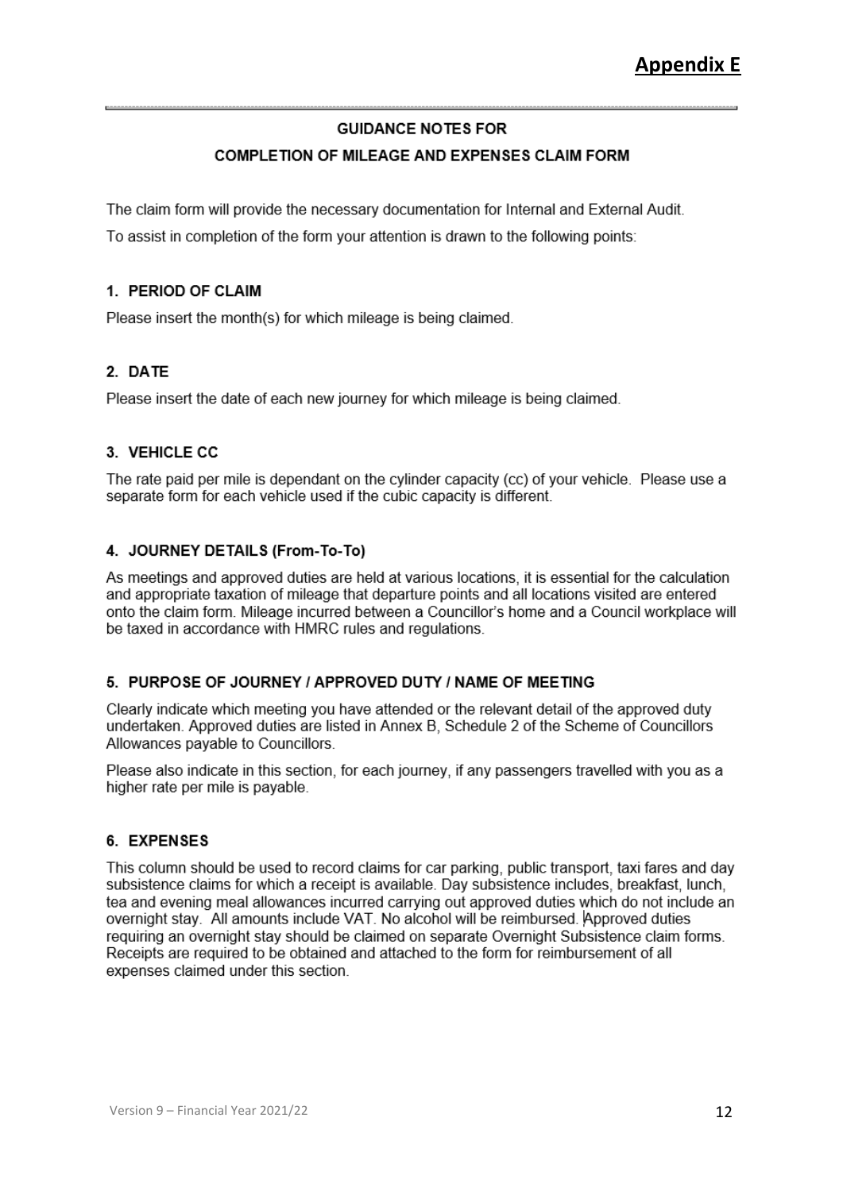**Appendix E**

## GUIDANCE NOTES FOR
## COMPLETION OF MILEAGE AND EXPENSES CLAIM FORM

The claim form will provide the necessary documentation for Internal and External Audit.

To assist in completion of the form your attention is drawn to the following points:

### 1. PERIOD OF CLAIM

Please insert the month(s) for which mileage is being claimed.

### 2. DATE

Please insert the date of each new journey for which mileage is being claimed.

### 3. VEHICLE CC

The rate paid per mile is dependant on the cylinder capacity (cc) of your vehicle. Please use a separate form for each vehicle used if the cubic capacity is different.

### 4. JOURNEY DETAILS (From-To-To)

As meetings and approved duties are held at various locations, it is essential for the calculation and appropriate taxation of mileage that departure points and all locations visited are entered onto the claim form. Mileage incurred between a Councillor's home and a Council workplace will be taxed in accordance with HMRC rules and regulations.

### 5. PURPOSE OF JOURNEY / APPROVED DUTY / NAME OF MEETING

Clearly indicate which meeting you have attended or the relevant detail of the approved duty undertaken. Approved duties are listed in Annex B, Schedule 2 of the Scheme of Councillors Allowances payable to Councillors.

Please also indicate in this section, for each journey, if any passengers travelled with you as a higher rate per mile is payable.

### 6. EXPENSES

This column should be used to record claims for car parking, public transport, taxi fares and day subsistence claims for which a receipt is available. Day subsistence includes, breakfast, lunch, tea and evening meal allowances incurred carrying out approved duties which do not include an overnight stay. All amounts include VAT. No alcohol will be reimbursed. Approved duties requiring an overnight stay should be claimed on separate Overnight Subsistence claim forms. Receipts are required to be obtained and attached to the form for reimbursement of all expenses claimed under this section.

Version 9 – Financial Year 2021/22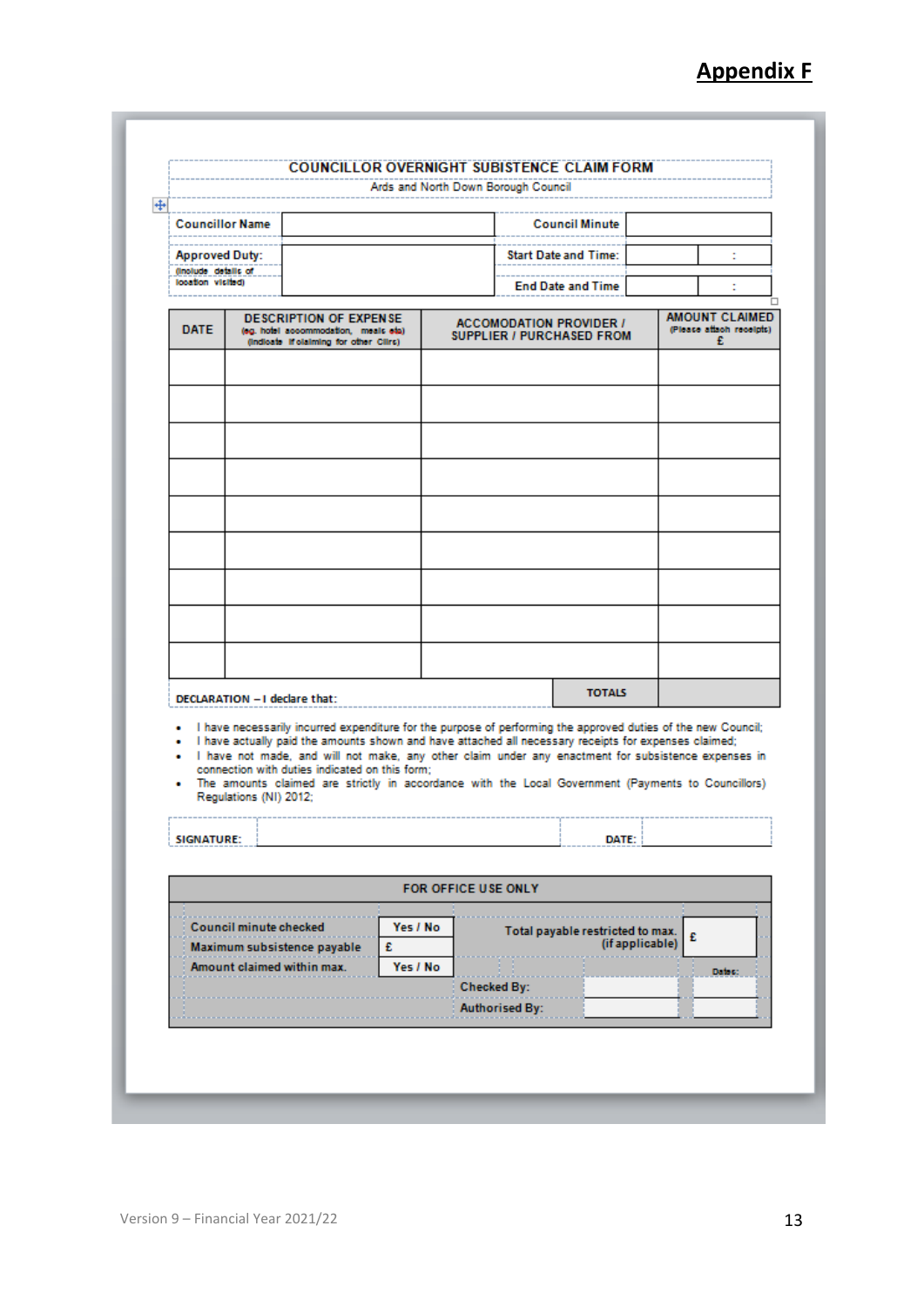## Appendix F

### COUNCILLOR OVERNIGHT SUBISTENCE CLAIM FORM

Ards and North Down Borough Council

| Councillor Name | | Council Minute | | |
|---|---|---|---|---|
| Approved Duty: (include details of location visited) | | Start Date and Time: | | : |
| | | End Date and Time | | : |

| DATE | DESCRIPTION OF EXPENSE (eg. hotel accommodation, meals etc) (indicate if claiming for other Cllrs) | ACCOMODATION PROVIDER / SUPPLIER / PURCHASED FROM | AMOUNT CLAIMED (Please attach receipts) £ |
|---|---|---|---|
| | | | |
| | | | |
| | | | |
| | | | |
| | | | |
| | | | |
| | | | |
| | | | |
| | | | |
| | | TOTALS | |

**DECLARATION – I declare that:**

- I have necessarily incurred expenditure for the purpose of performing the approved duties of the new Council;
- I have actually paid the amounts shown and have attached all necessary receipts for expenses claimed;
- I have not made, and will not make, any other claim under any enactment for subsistence expenses in connection with duties indicated on this form;
- The amounts claimed are strictly in accordance with the Local Government (Payments to Councillors) Regulations (NI) 2012;

| SIGNATURE: | | DATE: | |
|---|---|---|---|

| FOR OFFICE USE ONLY | | | | |
|---|---|---|---|---|
| Council minute checked | Yes / No | Total payable restricted to max. (if applicable) | £ | |
| Maximum subsistence payable | £ | | | |
| Amount claimed within max. | Yes / No | | | Dates: |
| | | Checked By: | | |
| | | Authorised By: | | |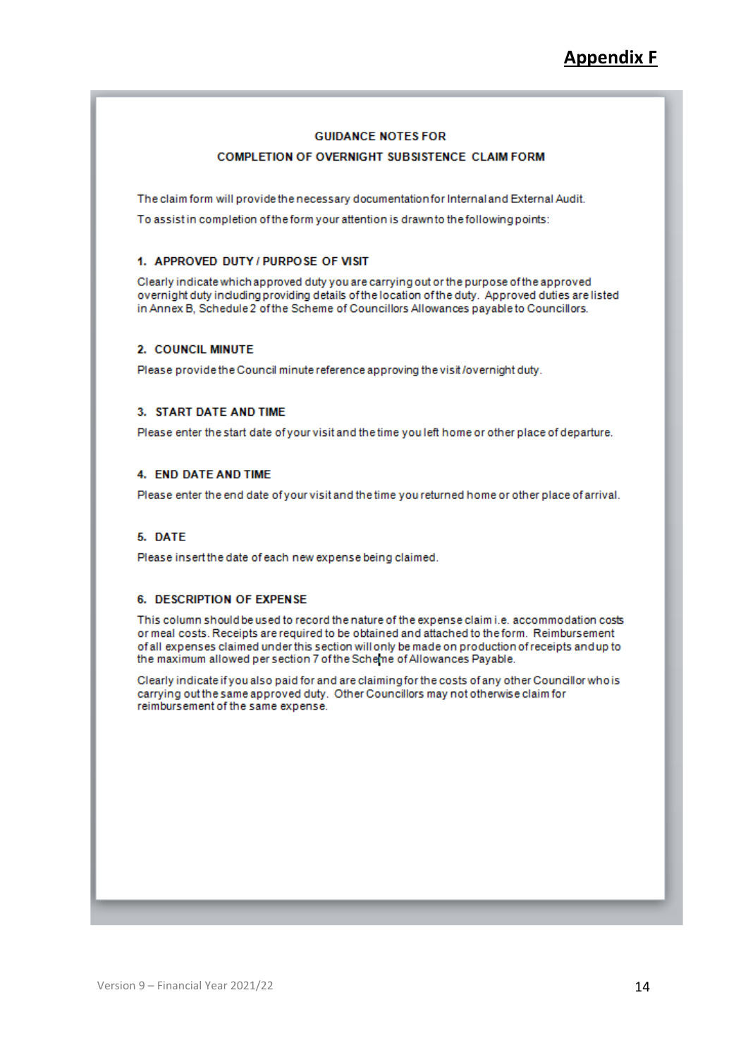## Appendix F

### GUIDANCE NOTES FOR COMPLETION OF OVERNIGHT SUBSISTENCE CLAIM FORM

The claim form will provide the necessary documentation for Internal and External Audit.

To assist in completion of the form your attention is drawn to the following points:

**1. APPROVED DUTY / PURPOSE OF VISIT**

Clearly indicate which approved duty you are carrying out or the purpose of the approved overnight duty including providing details of the location of the duty. Approved duties are listed in Annex B, Schedule 2 of the Scheme of Councillors Allowances payable to Councillors.

**2. COUNCIL MINUTE**

Please provide the Council minute reference approving the visit /overnight duty.

**3. START DATE AND TIME**

Please enter the start date of your visit and the time you left home or other place of departure.

**4. END DATE AND TIME**

Please enter the end date of your visit and the time you returned home or other place of arrival.

**5. DATE**

Please insert the date of each new expense being claimed.

**6. DESCRIPTION OF EXPENSE**

This column should be used to record the nature of the expense claim i.e. accommodation costs or meal costs. Receipts are required to be obtained and attached to the form. Reimbursement of all expenses claimed under this section will only be made on production of receipts and up to the maximum allowed per section 7 of the Scheme of Allowances Payable.

Clearly indicate if you also paid for and are claiming for the costs of any other Councillor who is carrying out the same approved duty. Other Councillors may not otherwise claim for reimbursement of the same expense.

Version 9 – Financial Year 2021/22